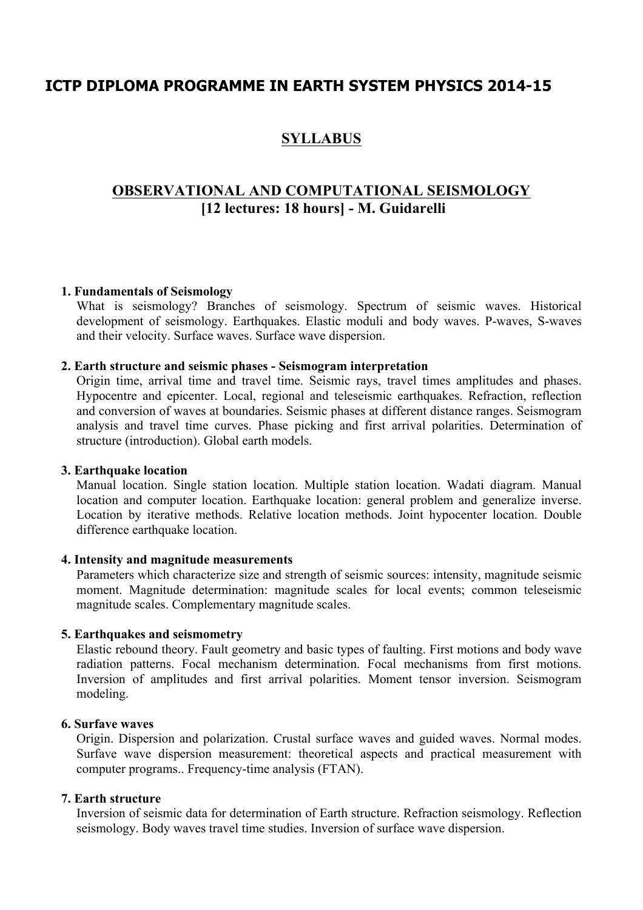# ICTP DIPLOMA PROGRAMME IN EARTH SYSTEM PHYSICS 2014-15

## SYLLABUS

## OBSERVATIONAL AND COMPUTATIONAL SEISMOLOGY
## [12 lectures: 18 hours] - M. Guidarelli

**1. Fundamentals of Seismology**

What is seismology? Branches of seismology. Spectrum of seismic waves. Historical development of seismology. Earthquakes. Elastic moduli and body waves. P-waves, S-waves and their velocity. Surface waves. Surface wave dispersion.

**2. Earth structure and seismic phases - Seismogram interpretation**

Origin time, arrival time and travel time. Seismic rays, travel times amplitudes and phases. Hypocentre and epicenter. Local, regional and teleseismic earthquakes. Refraction, reflection and conversion of waves at boundaries. Seismic phases at different distance ranges. Seismogram analysis and travel time curves. Phase picking and first arrival polarities. Determination of structure (introduction). Global earth models.

**3. Earthquake location**

Manual location. Single station location. Multiple station location. Wadati diagram. Manual location and computer location. Earthquake location: general problem and generalize inverse. Location by iterative methods. Relative location methods. Joint hypocenter location. Double difference earthquake location.

**4. Intensity and magnitude measurements**

Parameters which characterize size and strength of seismic sources: intensity, magnitude seismic moment. Magnitude determination: magnitude scales for local events; common teleseismic magnitude scales. Complementary magnitude scales.

**5. Earthquakes and seismometry**

Elastic rebound theory. Fault geometry and basic types of faulting. First motions and body wave radiation patterns. Focal mechanism determination. Focal mechanisms from first motions. Inversion of amplitudes and first arrival polarities. Moment tensor inversion. Seismogram modeling.

**6. Surfave waves**

Origin. Dispersion and polarization. Crustal surface waves and guided waves. Normal modes. Surfave wave dispersion measurement: theoretical aspects and practical measurement with computer programs.. Frequency-time analysis (FTAN).

**7. Earth structure**

Inversion of seismic data for determination of Earth structure. Refraction seismology. Reflection seismology. Body waves travel time studies. Inversion of surface wave dispersion.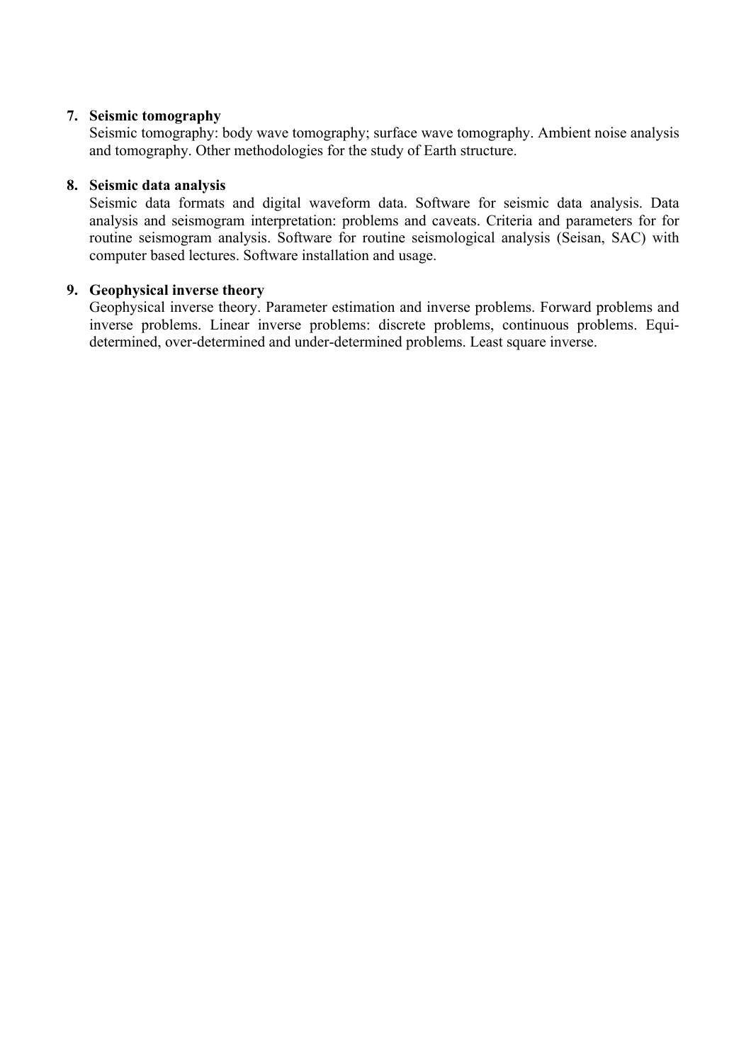7. **Seismic tomography**
   Seismic tomography: body wave tomography; surface wave tomography. Ambient noise analysis and tomography. Other methodologies for the study of Earth structure.

8. **Seismic data analysis**
   Seismic data formats and digital waveform data. Software for seismic data analysis. Data analysis and seismogram interpretation: problems and caveats. Criteria and parameters for for routine seismogram analysis. Software for routine seismological analysis (Seisan, SAC) with computer based lectures. Software installation and usage.

9. **Geophysical inverse theory**
   Geophysical inverse theory. Parameter estimation and inverse problems. Forward problems and inverse problems. Linear inverse problems: discrete problems, continuous problems. Equi-determined, over-determined and under-determined problems. Least square inverse.